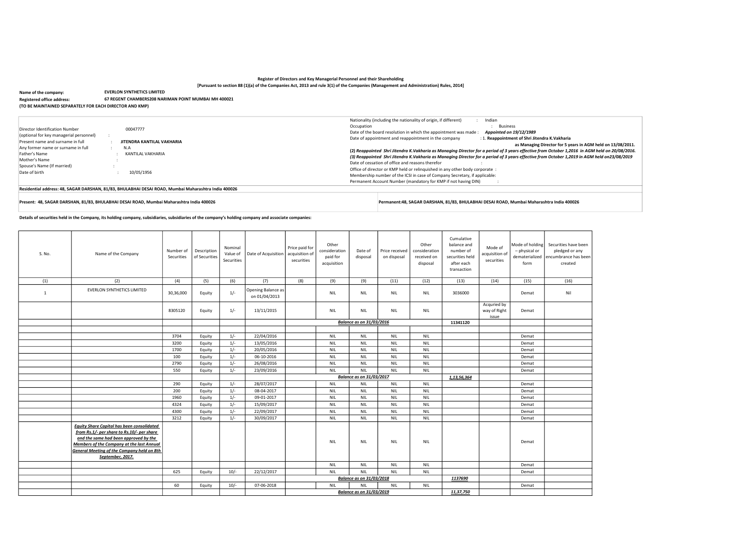**Register of Directors and Key Managerial Personnel and their Shareholding**

**[Pursuant to section 88 (1)(a) of the Companies Act, 2013 and rule 3(1) of the Companies (Management and Administration) Rules, 2014]**

**Name of the company:** **EVERLON SYNTHETICS LIMITED**

**Registered office address:** **67 REGENT CHAMBERS208 NARIMAN POINT MUMBAI MH 400021**

**(TO BE MAINTAINED SEPARATELY FOR EACH DIRECTOR AND KMP)**

Director Identification Number (optional for key managerial personnel) : 00047777

Present name and surname in full : **JITENDRA KANTILAL VAKHARIA**

Any former name or surname in full : N.A

Father's Name : KANTILAL VAKHARIA

Mother's Name :

Spouse's Name (If married) :

Date of birth : 10/05/1956

Nationality (including the nationality of origin, if different) : Indian

Occupation : Business

Date of the board resolution in which the appointment was made : ***Appointed on 19/12/1989***

Date of appointment and reappointment in the company : **1. Reappointment of Shri Jitendra K.Vakharia as Managing Director for 5 years in AGM held on 13/08/2011.**

***(2) Reappointed Shri Jitendra K.Vakharia as Managing Director for a period of 3 years effective from October 1,2016 in AGM held on 20/08/2016.***

***(3) Reappointed Shri Jitendra K.Vakharia as Managing Director for a period of 3 years effective from October 1,2019 in AGM held on23/08/2019***

Date of cessation of office and reasons therefor :

Office of director or KMP held or relinquished in any other body corporate :

Membership number of the ICSI in case of Company Secretary, if applicable:

Permanent Account Number (mandatory for KMP if not having DIN) :

**Residential address: 48, SAGAR DARSHAN, 81/83, BHULABHAI DESAI ROAD, Mumbai Maharashtra India 400026**

**Present: 48, SAGAR DARSHAN, 81/83, BHULABHAI DESAI ROAD, Mumbai Maharashtra India 400026**

**Permanent:48, SAGAR DARSHAN, 81/83, BHULABHAI DESAI ROAD, Mumbai Maharashtra India 400026**

**Details of securities held in the Company, its holding company, subsidiaries, subsidiaries of the company's holding company and associate companies:**

| S. No. | Name of the Company | Number of Securities | Description of Securities | Nominal Value of Securities | Date of Acquisition | Price paid for acquisition of securities | Other consideration paid for acquisition | Date of disposal | Price received on disposal | Other consideration received on disposal | Cumulative balance and number of securities held after each transaction | Mode of acquisition of securities | Mode of holding – physical or dematerialized form | Securities have been pledged or any encumbrance has been created |
|---|---|---|---|---|---|---|---|---|---|---|---|---|---|---|
| (1) | (2) | (4) | (5) | (6) | (7) | (8) | (9) | (9) | (11) | (12) | (13) | (14) | (15) | (16) |
| 1 | EVERLON SYNTHETICS LIMITED | 30,36,000 | Equity | 1/- | Opening Balance as on 01/04/2013 | | NIL | NIL | NIL | NIL | 3036000 | | Demat | Nil |
| | | 8305120 | Equity | 1/- | 13/11/2015 | | NIL | NIL | NIL | NIL | | Acquried by way of Right issue | Demat | |
| | | | | | | | | ***Balance as on 31/03/2016*** | | | 11341120 | | | |
| | | | | | | | | | | | | | | |
| | | 3704 | Equity | 1/- | 22/04/2016 | | NIL | NIL | NIL | NIL | | | Demat | |
| | | 3200 | Equity | 1/- | 13/05/2016 | | NIL | NIL | NIL | NIL | | | Demat | |
| | | 1700 | Equity | 1/- | 20/05/2016 | | NIL | NIL | NIL | NIL | | | Demat | |
| | | 100 | Equity | 1/- | 06-10-2016 | | NIL | NIL | NIL | NIL | | | Demat | |
| | | 2790 | Equity | 1/- | 26/08/2016 | | NIL | NIL | NIL | NIL | | | Demat | |
| | | 550 | Equity | 1/- | 23/09/2016 | | NIL | NIL | NIL | NIL | | | Demat | |
| | | | | | | | | ***Balance as on 31/03/2017*** | | | ***1,13,56,364*** | | | |
| | | 290 | Equity | 1/- | 28/07/2017 | | NIL | NIL | NIL | NIL | | | Demat | |
| | | 200 | Equity | 1/- | 08-04-2017 | | NIL | NIL | NIL | NIL | | | Demat | |
| | | 1960 | Equity | 1/- | 09-01-2017 | | NIL | NIL | NIL | NIL | | | Demat | |
| | | 4324 | Equity | 1/- | 15/09/2017 | | NIL | NIL | NIL | NIL | | | Demat | |
| | | 4300 | Equity | 1/- | 22/09/2017 | | NIL | NIL | NIL | NIL | | | Demat | |
| | | 3212 | Equity | 1/- | 30/09/2017 | | NIL | NIL | NIL | NIL | | | Demat | |
| | ***Equity Share Capital has been consolidated from Rs.1/- per share to Rs.10/- per share and the same had been approved by the Members of the Company at the last Annual General Meeting of the Company held on 8th September, 2017.*** | | | | | | NIL | NIL | NIL | NIL | | | Demat | |
| | | | | | | | NIL | NIL | NIL | NIL | | | Demat | |
| | | 625 | Equity | 10/- | 22/12/2017 | | NIL | NIL | NIL | NIL | | | Demat | |
| | | | | | | | | ***Balance as on 31/03/2018*** | | | ***1137690*** | | | |
| | | 60 | Equity | 10/- | 07-06-2018 | | NIL | NIL | NIL | NIL | | | Demat | |
| | | | | | | | | ***Balance as on 31/03/2019*** | | | ***11,37,750*** | | | |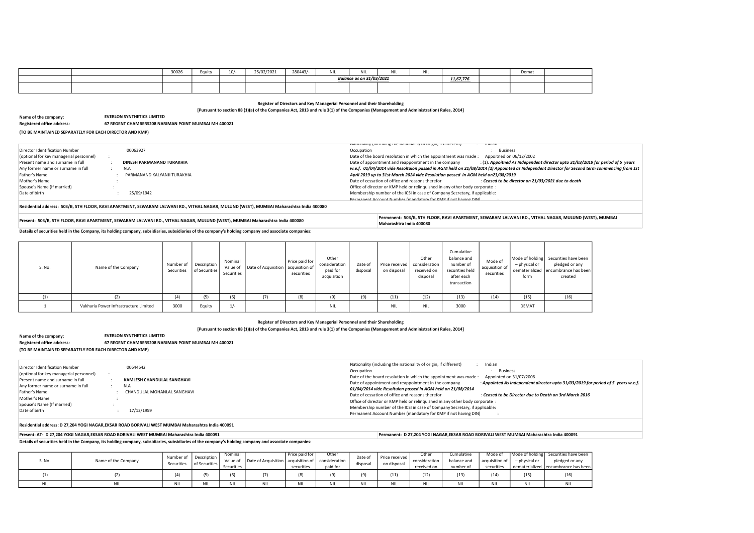| | | 30026 | Equity | 10/- | 25/02/2021 | 280443/- | NIL | NIL | NIL | NIL | | | Demat | |
|---|---|---|---|---|---|---|---|---|---|---|---|---|---|---|
| | | | | | | | | *Balance as on 31/03/2021* | | | *11,67,776* | | | |
| | | | | | | | | | | | | | | |

**Register of Directors and Key Managerial Personnel and their Shareholding**

**[Pursuant to section 88 (1)(a) of the Companies Act, 2013 and rule 3(1) of the Companies (Management and Administration) Rules, 2014]**

**Name of the company:** **EVERLON SYNTHETICS LIMITED**

**Registered office address:** **67 REGENT CHAMBERS208 NARIMAN POINT MUMBAI MH 400021**

**(TO BE MAINTAINED SEPARATELY FOR EACH DIRECTOR AND KMP)**

Director Identification Number 00063927
(optional for key managerial personnel) :
Present name and surname in full : **DINESH PARMANAND TURAKHIA**
Any former name or surname in full : N.A
Father's Name : PARMANAND KALYANJI TURAKHIA
Mother's Name :
Spouse's Name (If married) :
Date of birth : 25/09/1942

Nationality (including the nationality of origin, if different) : Indian
Occupation : Business
Date of the board resolution in which the appointment was made : Appoitned on 06/12/2002
Date of appointment and reappointment in the company : (1). *Appoitned As Independent director upto 31/03/2019 for period of 5 years w.e.f. 01/04/2014 vide Resoltuion passed in AGM held on 21/08/2014 (2) Appointed as Independent Director for Second term commencing from 1st April 2019 up to 31st March 2024 vide Resolution passed in AGM held on23/08/2019*
Date of cessation of office and reasons therefor : *Ceased to be director on 21/03/2021 due to death*
Office of director or KMP held or relinquished in any other body corporate :
Membership number of the ICSI in case of Company Secretary, if applicable:
Permanent Account Number (mandatory for KMP if not having DIN) :

**Residential address: 503/B, 5TH FLOOR, RAVI APARTMENT, SEWARAM LALWANI RD., VITHAL NAGAR, MULUND (WEST), MUMBAI Maharashtra India 400080**

**Present: 503/B, 5TH FLOOR, RAVI APARTMENT, SEWARAM LALWANI RD., VITHAL NAGAR, MULUND (WEST), MUMBAI Maharashtra India 400080**

**Permenent: 503/B, 5TH FLOOR, RAVI APARTMENT, SEWARAM LALWANI RD., VITHAL NAGAR, MULUND (WEST), MUMBAI Maharashtra India 400080**

**Details of securities held in the Company, its holding company, subsidiaries, subsidiaries of the company's holding company and associate companies:**

| S. No. | Name of the Company | Number of Securities | Description of Securities | Nominal Value of Securities | Date of Acquisition | Price paid for acquisition of securities | Other consideration paid for acquisition | Date of disposal | Price received on disposal | Other consideration received on disposal | Cumulative balance and number of securities held after each transaction | Mode of acquisition of securities | Mode of holding – physical or dematerialized form | Securities have been pledged or any encumbrance has been created |
|---|---|---|---|---|---|---|---|---|---|---|---|---|---|---|
| (1) | (2) | (4) | (5) | (6) | (7) | (8) | (9) | (9) | (11) | (12) | (13) | (14) | (15) | (16) |
| 1 | Vakharia Power Infrastructure Limited | 3000 | Equity | 1/- | | | NIL | | NIL | NIL | 3000 | | DEMAT | |

**Register of Directors and Key Managerial Personnel and their Shareholding**

**[Pursuant to section 88 (1)(a) of the Companies Act, 2013 and rule 3(1) of the Companies (Management and Administration) Rules, 2014]**

**Name of the company:** **EVERLON SYNTHETICS LIMITED**

**Registered office address:** **67 REGENT CHAMBERS208 NARIMAN POINT MUMBAI MH 400021**

**(TO BE MAINTAINED SEPARATELY FOR EACH DIRECTOR AND KMP)**

Director Identification Number 00644642
(optional for key managerial personnel) :
Present name and surname in full : **KAMLESH CHANDULAL SANGHAVI**
Any former name or surname in full : N.A
Father's Name : CHANDULAL MOHANLAL SANGHAVI
Mother's Name :
Spouse's Name (If married) :
Date of birth : 17/12/1959

Nationality (including the nationality of origin, if different) : Indian
Occupation : Business
Date of the board resolution in which the appointment was made : Appointed on 31/07/2006
Date of appointment and reappointment in the company : *Appointed As Independent director upto 31/03/2019 for period of 5 years w.e.f. 01/04/2014 vide Resoltuion passed in AGM held on 21/08/2014*
Date of cessation of office and reasons therefor : *Ceased to be Director due to Death on 3rd March 2016*
Office of director or KMP held or relinquished in any other body corporate :
Membership number of the ICSI in case of Company Secretary, if applicable:
Permanent Account Number (mandatory for KMP if not having DIN) :

**Residential address: D 27,204 YOGI NAGAR,EKSAR ROAD BORIVALI WEST MUMBAI Maharashtra India 400091**

**Present: AT- D 27,204 YOGI NAGAR,EKSAR ROAD BORIVALI WEST MUMBAI Maharashtra India 400091**

**Permanent: D 27,204 YOGI NAGAR,EKSAR ROAD BORIVALI WEST MUMBAI Maharashtra India 400091**

**Details of securities held in the Company, its holding company, subsidiaries, subsidiaries of the company's holding company and associate companies:**

| S. No. | Name of the Company | Number of Securities | Description of Securities | Nominal Value of Securities | Date of Acquisition | Price paid for acquisition of securities | Other consideration paid for | Date of disposal | Price received on disposal | Other consideration received on | Cumulative balance and number of | Mode of acquisition of securities | Mode of holding – physical or dematerialized | Securities have been pledged or any encumbrance has been |
|---|---|---|---|---|---|---|---|---|---|---|---|---|---|---|
| (1) | (2) | (4) | (5) | (6) | (7) | (8) | (9) | (9) | (11) | (12) | (13) | (14) | (15) | (16) |
| NIL | NIL | NIL | NIL | NIL | NIL | NIL | NIL | NIL | NIL | NIL | NIL | NIL | NIL | NIL |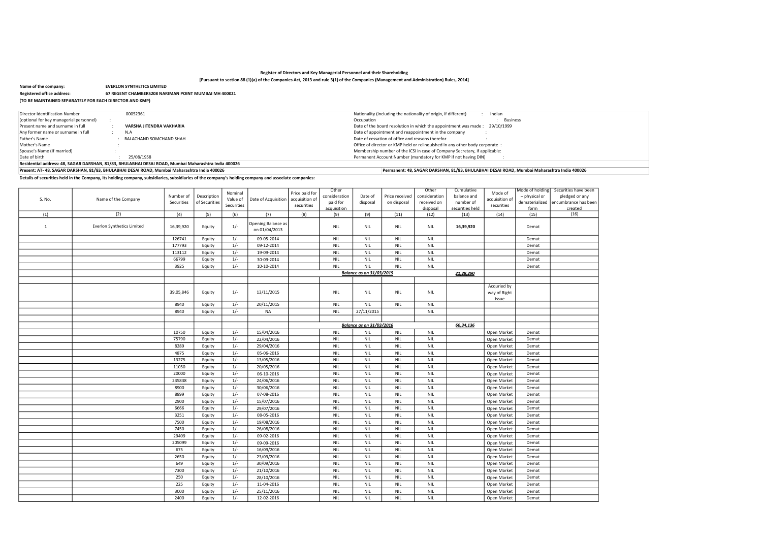**Register of Directors and Key Managerial Personnel and their Shareholding**

**[Pursuant to section 88 (1)(a) of the Companies Act, 2013 and rule 3(1) of the Companies (Management and Administration) Rules, 2014]**

**Name of the company:** **EVERLON SYNTHETICS LIMITED**

**Registered office address:** **67 REGENT CHAMBERS208 NARIMAN POINT MUMBAI MH 400021**

**(TO BE MAINTAINED SEPARATELY FOR EACH DIRECTOR AND KMP)**

| | | | |
|---|---|---|---|
| Director Identification Number | 00052361 | Nationality (including the nationality of origin, if different) | : Indian |
| (optional for key managerial personnel) | : | Occupation | : Business |
| Present name and surname in full | : **VARSHA JITENDRA VAKHARIA** | Date of the board resolution in which the appointment was made : | 29/10/1999 |
| Any former name or surname in full | : N.A | Date of appointment and reappointment in the company | : |
| Father's Name | : BALACHAND SOMCHAND SHAH | Date of cessation of office and reasons therefor | : |
| Mother's Name | : | Office of director or KMP held or relinquished in any other body corporate : | |
| Spouse's Name (If married) | : | Membership number of the ICSI in case of Company Secretary, if applicable: | |
| Date of birth | : 25/08/1958 | Permanent Account Number (mandatory for KMP if not having DIN) | : |

**Residential address: 48, SAGAR DARSHAN, 81/83, BHULABHAI DESAI ROAD, Mumbai Maharashtra India 400026**

**Present: AT- 48, SAGAR DARSHAN, 81/83, BHULABHAI DESAI ROAD, Mumbai Maharashtra India 400026**

**Permanent: 48, SAGAR DARSHAN, 81/83, BHULABHAI DESAI ROAD, Mumbai Maharashtra India 400026**

**Details of securities held in the Company, its holding company, subsidiaries, subsidiaries of the company's holding company and associate companies:**

| S. No. | Name of the Company | Number of Securities | Description of Securities | Nominal Value of Securities | Date of Acquisition | Price paid for acquisition of securities | Other consideration paid for acquisition | Date of disposal | Price received on disposal | Other consideration received on disposal | Cumulative balance and number of securities held | Mode of acquisition of securities | Mode of holding – physical or dematerialized form | Securities have been pledged or any encumbrance has been created |
|---|---|---|---|---|---|---|---|---|---|---|---|---|---|---|
| (1) | (2) | (4) | (5) | (6) | (7) | (8) | (9) | (9) | (11) | (12) | (13) | (14) | (15) | (16) |
| 1 | Everlon Synthetics Limited | 16,39,920 | Equity | 1/- | Opening Balance as on 01/04/2013 | | NIL | NIL | NIL | NIL | **16,39,920** | | Demat | |
| | | 126741 | Equity | 1/- | 09-05-2014 | | NIL | NIL | NIL | NIL | | | Demat | |
| | | 177793 | Equity | 1/- | 09-12-2014 | | NIL | NIL | NIL | NIL | | | Demat | |
| | | 113112 | Equity | 1/- | 19-09-2014 | | NIL | NIL | NIL | NIL | | | Demat | |
| | | 66799 | Equity | 1/- | 30-09-2014 | | NIL | NIL | NIL | NIL | | | Demat | |
| | | 3925 | Equity | 1/- | 10-10-2014 | | NIL | NIL | NIL | NIL | | | Demat | |
| | | | | | | | | *Balance as on 31/03/2015* | | | ***21,28,290*** | | | |
| | | | | | | | | | | | | | | |
| | | 39,05,846 | Equity | 1/- | 13/11/2015 | | NIL | NIL | NIL | NIL | | Acquried by way of Right issue | | |
| | | 8940 | Equity | 1/- | 20/11/2015 | | NIL | NIL | NIL | NIL | | | | |
| | | 8940 | Equity | 1/- | NA | | NIL | 27/11/2015 | | NIL | | | | |
| | | | | | | | | | | | | | | |
| | | | | | | | | *Balance as on 31/03/2016* | | | ***60,34,136*** | | | |
| | | 10750 | Equity | 1/- | 15/04/2016 | | NIL | NIL | NIL | NIL | | Open Market | Demat | |
| | | 75790 | Equity | 1/- | 22/04/2016 | | NIL | NIL | NIL | NIL | | Open Market | Demat | |
| | | 8289 | Equity | 1/- | 29/04/2016 | | NIL | NIL | NIL | NIL | | Open Market | Demat | |
| | | 4875 | Equity | 1/- | 05-06-2016 | | NIL | NIL | NIL | NIL | | Open Market | Demat | |
| | | 13275 | Equity | 1/- | 13/05/2016 | | NIL | NIL | NIL | NIL | | Open Market | Demat | |
| | | 11050 | Equity | 1/- | 20/05/2016 | | NIL | NIL | NIL | NIL | | Open Market | Demat | |
| | | 20000 | Equity | 1/- | 06-10-2016 | | NIL | NIL | NIL | NIL | | Open Market | Demat | |
| | | 235838 | Equity | 1/- | 24/06/2016 | | NIL | NIL | NIL | NIL | | Open Market | Demat | |
| | | 8900 | Equity | 1/- | 30/06/2016 | | NIL | NIL | NIL | NIL | | Open Market | Demat | |
| | | 8899 | Equity | 1/- | 07-08-2016 | | NIL | NIL | NIL | NIL | | Open Market | Demat | |
| | | 2900 | Equity | 1/- | 15/07/2016 | | NIL | NIL | NIL | NIL | | Open Market | Demat | |
| | | 6666 | Equity | 1/- | 29/07/2016 | | NIL | NIL | NIL | NIL | | Open Market | Demat | |
| | | 3251 | Equity | 1/- | 08-05-2016 | | NIL | NIL | NIL | NIL | | Open Market | Demat | |
| | | 7500 | Equity | 1/- | 19/08/2016 | | NIL | NIL | NIL | NIL | | Open Market | Demat | |
| | | 7450 | Equity | 1/- | 26/08/2016 | | NIL | NIL | NIL | NIL | | Open Market | Demat | |
| | | 29409 | Equity | 1/- | 09-02-2016 | | NIL | NIL | NIL | NIL | | Open Market | Demat | |
| | | 205099 | Equity | 1/- | 09-09-2016 | | NIL | NIL | NIL | NIL | | Open Market | Demat | |
| | | 675 | Equity | 1/- | 16/09/2016 | | NIL | NIL | NIL | NIL | | Open Market | Demat | |
| | | 2650 | Equity | 1/- | 23/09/2016 | | NIL | NIL | NIL | NIL | | Open Market | Demat | |
| | | 649 | Equity | 1/- | 30/09/2016 | | NIL | NIL | NIL | NIL | | Open Market | Demat | |
| | | 7300 | Equity | 1/- | 21/10/2016 | | NIL | NIL | NIL | NIL | | Open Market | Demat | |
| | | 250 | Equity | 1/- | 28/10/2016 | | NIL | NIL | NIL | NIL | | Open Market | Demat | |
| | | 225 | Equity | 1/- | 11-04-2016 | | NIL | NIL | NIL | NIL | | Open Market | Demat | |
| | | 3000 | Equity | 1/- | 25/11/2016 | | NIL | NIL | NIL | NIL | | Open Market | Demat | |
| | | 2400 | Equity | 1/- | 12-02-2016 | | NIL | NIL | NIL | NIL | | Open Market | Demat | |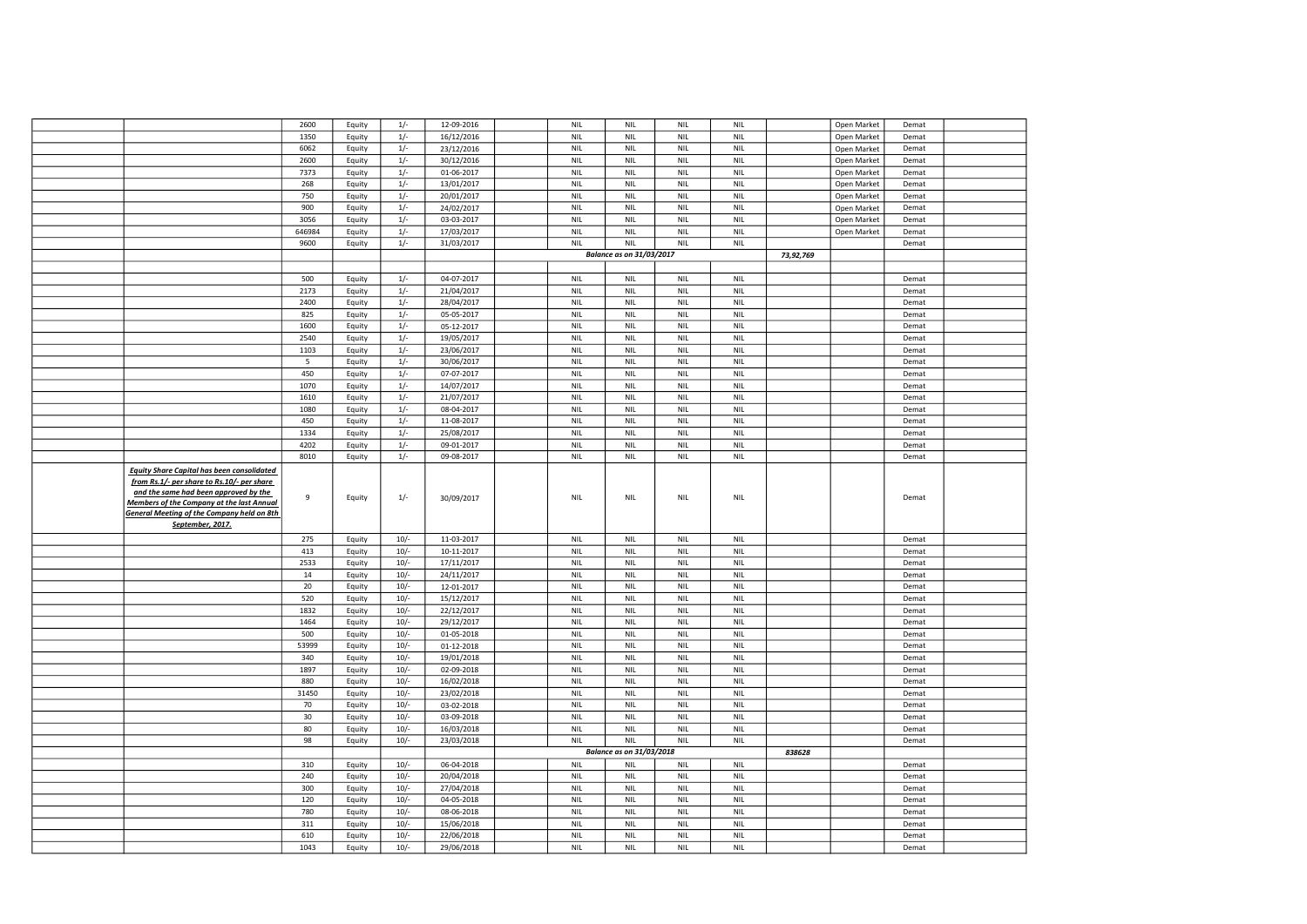| | | | | | | | | | | | | | | |
|---|---|---|---|---|---|---|---|---|---|---|---|---|---|---|
| | | 2600 | Equity | 1/- | 12-09-2016 | | NIL | NIL | NIL | NIL | | Open Market | Demat | |
| | | 1350 | Equity | 1/- | 16/12/2016 | | NIL | NIL | NIL | NIL | | Open Market | Demat | |
| | | 6062 | Equity | 1/- | 23/12/2016 | | NIL | NIL | NIL | NIL | | Open Market | Demat | |
| | | 2600 | Equity | 1/- | 30/12/2016 | | NIL | NIL | NIL | NIL | | Open Market | Demat | |
| | | 7373 | Equity | 1/- | 01-06-2017 | | NIL | NIL | NIL | NIL | | Open Market | Demat | |
| | | 268 | Equity | 1/- | 13/01/2017 | | NIL | NIL | NIL | NIL | | Open Market | Demat | |
| | | 750 | Equity | 1/- | 20/01/2017 | | NIL | NIL | NIL | NIL | | Open Market | Demat | |
| | | 900 | Equity | 1/- | 24/02/2017 | | NIL | NIL | NIL | NIL | | Open Market | Demat | |
| | | 3056 | Equity | 1/- | 03-03-2017 | | NIL | NIL | NIL | NIL | | Open Market | Demat | |
| | | 646984 | Equity | 1/- | 17/03/2017 | | NIL | NIL | NIL | NIL | | Open Market | Demat | |
| | | 9600 | Equity | 1/- | 31/03/2017 | | NIL | NIL | NIL | NIL | | | Demat | |
| | | | | | | | | ***Balance as on 31/03/2017*** | | | ***73,92,769*** | | | |
| | | | | | | | | | | | | | | |
| | | 500 | Equity | 1/- | 04-07-2017 | | NIL | NIL | NIL | NIL | | | Demat | |
| | | 2173 | Equity | 1/- | 21/04/2017 | | NIL | NIL | NIL | NIL | | | Demat | |
| | | 2400 | Equity | 1/- | 28/04/2017 | | NIL | NIL | NIL | NIL | | | Demat | |
| | | 825 | Equity | 1/- | 05-05-2017 | | NIL | NIL | NIL | NIL | | | Demat | |
| | | 1600 | Equity | 1/- | 05-12-2017 | | NIL | NIL | NIL | NIL | | | Demat | |
| | | 2540 | Equity | 1/- | 19/05/2017 | | NIL | NIL | NIL | NIL | | | Demat | |
| | | 1103 | Equity | 1/- | 23/06/2017 | | NIL | NIL | NIL | NIL | | | Demat | |
| | | 5 | Equity | 1/- | 30/06/2017 | | NIL | NIL | NIL | NIL | | | Demat | |
| | | 450 | Equity | 1/- | 07-07-2017 | | NIL | NIL | NIL | NIL | | | Demat | |
| | | 1070 | Equity | 1/- | 14/07/2017 | | NIL | NIL | NIL | NIL | | | Demat | |
| | | 1610 | Equity | 1/- | 21/07/2017 | | NIL | NIL | NIL | NIL | | | Demat | |
| | | 1080 | Equity | 1/- | 08-04-2017 | | NIL | NIL | NIL | NIL | | | Demat | |
| | | 450 | Equity | 1/- | 11-08-2017 | | NIL | NIL | NIL | NIL | | | Demat | |
| | | 1334 | Equity | 1/- | 25/08/2017 | | NIL | NIL | NIL | NIL | | | Demat | |
| | | 4202 | Equity | 1/- | 09-01-2017 | | NIL | NIL | NIL | NIL | | | Demat | |
| | | 8010 | Equity | 1/- | 09-08-2017 | | NIL | NIL | NIL | NIL | | | Demat | |
| | ***Equity Share Capital has been consolidated from Rs.1/- per share to Rs.10/- per share and the same had been approved by the Members of the Company at the last Annual General Meeting of the Company held on 8th September, 2017.*** | 9 | Equity | 1/- | 30/09/2017 | | NIL | NIL | NIL | NIL | | | Demat | |
| | | 275 | Equity | 10/- | 11-03-2017 | | NIL | NIL | NIL | NIL | | | Demat | |
| | | 413 | Equity | 10/- | 10-11-2017 | | NIL | NIL | NIL | NIL | | | Demat | |
| | | 2533 | Equity | 10/- | 17/11/2017 | | NIL | NIL | NIL | NIL | | | Demat | |
| | | 14 | Equity | 10/- | 24/11/2017 | | NIL | NIL | NIL | NIL | | | Demat | |
| | | 20 | Equity | 10/- | 12-01-2017 | | NIL | NIL | NIL | NIL | | | Demat | |
| | | 520 | Equity | 10/- | 15/12/2017 | | NIL | NIL | NIL | NIL | | | Demat | |
| | | 1832 | Equity | 10/- | 22/12/2017 | | NIL | NIL | NIL | NIL | | | Demat | |
| | | 1464 | Equity | 10/- | 29/12/2017 | | NIL | NIL | NIL | NIL | | | Demat | |
| | | 500 | Equity | 10/- | 01-05-2018 | | NIL | NIL | NIL | NIL | | | Demat | |
| | | 53999 | Equity | 10/- | 01-12-2018 | | NIL | NIL | NIL | NIL | | | Demat | |
| | | 340 | Equity | 10/- | 19/01/2018 | | NIL | NIL | NIL | NIL | | | Demat | |
| | | 1897 | Equity | 10/- | 02-09-2018 | | NIL | NIL | NIL | NIL | | | Demat | |
| | | 880 | Equity | 10/- | 16/02/2018 | | NIL | NIL | NIL | NIL | | | Demat | |
| | | 31450 | Equity | 10/- | 23/02/2018 | | NIL | NIL | NIL | NIL | | | Demat | |
| | | 70 | Equity | 10/- | 03-02-2018 | | NIL | NIL | NIL | NIL | | | Demat | |
| | | 30 | Equity | 10/- | 03-09-2018 | | NIL | NIL | NIL | NIL | | | Demat | |
| | | 80 | Equity | 10/- | 16/03/2018 | | NIL | NIL | NIL | NIL | | | Demat | |
| | | 98 | Equity | 10/- | 23/03/2018 | | NIL | NIL | NIL | NIL | | | Demat | |
| | | | | | | | | ***Balance as on 31/03/2018*** | | | ***838628*** | | | |
| | | 310 | Equity | 10/- | 06-04-2018 | | NIL | NIL | NIL | NIL | | | Demat | |
| | | 240 | Equity | 10/- | 20/04/2018 | | NIL | NIL | NIL | NIL | | | Demat | |
| | | 300 | Equity | 10/- | 27/04/2018 | | NIL | NIL | NIL | NIL | | | Demat | |
| | | 120 | Equity | 10/- | 04-05-2018 | | NIL | NIL | NIL | NIL | | | Demat | |
| | | 780 | Equity | 10/- | 08-06-2018 | | NIL | NIL | NIL | NIL | | | Demat | |
| | | 311 | Equity | 10/- | 15/06/2018 | | NIL | NIL | NIL | NIL | | | Demat | |
| | | 610 | Equity | 10/- | 22/06/2018 | | NIL | NIL | NIL | NIL | | | Demat | |
| | | 1043 | Equity | 10/- | 29/06/2018 | | NIL | NIL | NIL | NIL | | | Demat | |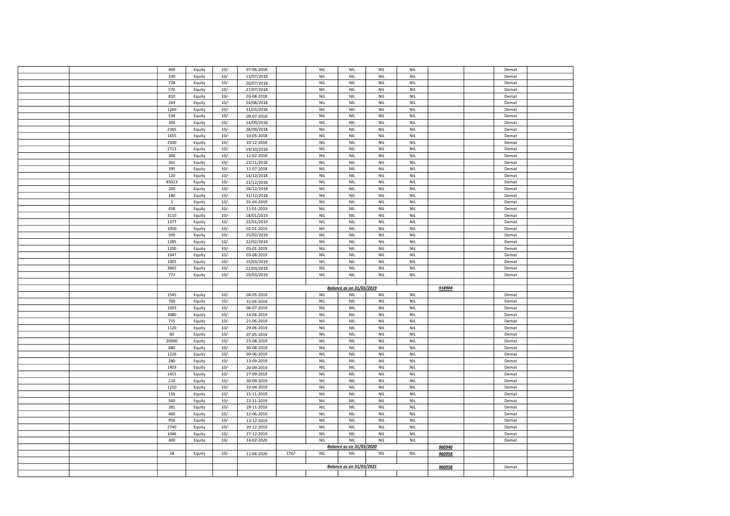| | | | | | | | | | | | | | | |
|---|---|---|---|---|---|---|---|---|---|---|---|---|---|---|
| | | 400 | Equity | 10/- | 07-06-2018 | | NIL | NIL | NIL | NIL | | | Demat | |
| | | 330 | Equity | 10/- | 13/07/2018 | | NIL | NIL | NIL | NIL | | | Demat | |
| | | 728 | Equity | 10/- | 20/07/2018 | | NIL | NIL | NIL | NIL | | | Demat | |
| | | 570 | Equity | 10/- | 27/07/2018 | | NIL | NIL | NIL | NIL | | | Demat | |
| | | 810 | Equity | 10/- | 03-08-2018 | | NIL | NIL | NIL | NIL | | | Demat | |
| | | 269 | Equity | 10/- | 24/08/2018 | | NIL | NIL | NIL | NIL | | | Demat | |
| | | 1260 | Equity | 10/- | 31/03/2018 | | NIL | NIL | NIL | NIL | | | Demat | |
| | | 534 | Equity | 10/- | 09-07-2018 | | NIL | NIL | NIL | NIL | | | Demat | |
| | | 300 | Equity | 10/- | 14/09/2018 | | NIL | NIL | NIL | NIL | | | Demat | |
| | | 2365 | Equity | 10/- | 28/09/2018 | | NIL | NIL | NIL | NIL | | | Demat | |
| | | 1655 | Equity | 10/- | 10-05-2018 | | NIL | NIL | NIL | NIL | | | Demat | |
| | | 2500 | Equity | 10/- | 10-12-2018 | | NIL | NIL | NIL | NIL | | | Demat | |
| | | 2713 | Equity | 10/- | 19/10/2018 | | NIL | NIL | NIL | NIL | | | Demat | |
| | | 300 | Equity | 10/- | 11-02-2018 | | NIL | NIL | NIL | NIL | | | Demat | |
| | | 301 | Equity | 10/- | 23/11/2018 | | NIL | NIL | NIL | NIL | | | Demat | |
| | | 395 | Equity | 10/- | 12-07-2018 | | NIL | NIL | NIL | NIL | | | Demat | |
| | | 120 | Equity | 10/- | 14/12/2018 | | NIL | NIL | NIL | NIL | | | Demat | |
| | | 45013 | Equity | 10/- | 21/12/2018 | | NIL | NIL | NIL | NIL | | | Demat | |
| | | 200 | Equity | 10/- | 28/12/2018 | | NIL | NIL | NIL | NIL | | | Demat | |
| | | 180 | Equity | 10/- | 31/12/2018 | | NIL | NIL | NIL | NIL | | | Demat | |
| | | 1 | Equity | 10/- | 01-04-2019 | | NIL | NIL | NIL | NIL | | | Demat | |
| | | 458 | Equity | 10/- | 11-01-2019 | | NIL | NIL | NIL | NIL | | | Demat | |
| | | 3110 | Equity | 10/- | 18/01/2019 | | NIL | NIL | NIL | NIL | | | Demat | |
| | | 1377 | Equity | 10/- | 25/01/2019 | | NIL | NIL | NIL | NIL | | | Demat | |
| | | 1050 | Equity | 10/- | 02-01-2019 | | NIL | NIL | NIL | NIL | | | Demat | |
| | | 500 | Equity | 10/- | 15/02/2019 | | NIL | NIL | NIL | NIL | | | Demat | |
| | | 1285 | Equity | 10/- | 22/02/2019 | | NIL | NIL | NIL | NIL | | | Demat | |
| | | 1350 | Equity | 10/- | 03-01-2019 | | NIL | NIL | NIL | NIL | | | Demat | |
| | | 1047 | Equity | 10/- | 03-08-2019 | | NIL | NIL | NIL | NIL | | | Demat | |
| | | 1005 | Equity | 10/- | 15/03/2019 | | NIL | NIL | NIL | NIL | | | Demat | |
| | | 3665 | Equity | 10/- | 22/03/2019 | | NIL | NIL | NIL | NIL | | | Demat | |
| | | 771 | Equity | 10/- | 29/03/2019 | | NIL | NIL | NIL | NIL | | | Demat | |
| | | | | | | | | | | | | | | |
| | | | | | | | | ***Balance as on 31/03/2019*** | | | ***918904*** | | | |
| | | 1545 | Equity | 10/- | 04-05-2019 | | NIL | NIL | NIL | NIL | | | Demat | |
| | | 760 | Equity | 10/- | 31-05-2019 | | NIL | NIL | NIL | NIL | | | Demat | |
| | | 1693 | Equity | 10/- | 06-07-2019 | | NIL | NIL | NIL | NIL | | | Demat | |
| | | 3080 | Equity | 10/- | 14-06-2019 | | NIL | NIL | NIL | NIL | | | Demat | |
| | | 715 | Equity | 10/- | 21-06-2019 | | NIL | NIL | NIL | NIL | | | Demat | |
| | | 1120 | Equity | 10/- | 29-06-2019 | | NIL | NIL | NIL | NIL | | | Demat | |
| | | 60 | Equity | 10/- | 07-05-2019 | | NIL | NIL | NIL | NIL | | | Demat | |
| | | 20000 | Equity | 10/- | 23-08-2019 | | NIL | NIL | NIL | NIL | | | Demat | |
| | | 680 | Equity | 10/- | 30-08-2019 | | NIL | NIL | NIL | NIL | | | Demat | |
| | | 1226 | Equity | 10/- | 09-06-2019 | | NIL | NIL | NIL | NIL | | | Demat | |
| | | 280 | Equity | 10/- | 13-09-2019 | | NIL | NIL | NIL | NIL | | | Demat | |
| | | 1403 | Equity | 10/- | 20-09-2019 | | NIL | NIL | NIL | NIL | | | Demat | |
| | | 1415 | Equity | 10/- | 27-09-2019 | | NIL | NIL | NIL | NIL | | | Demat | |
| | | 210 | Equity | 10/- | 30-09-2019 | | NIL | NIL | NIL | NIL | | | Demat | |
| | | 1210 | Equity | 10/- | 10-04-2019 | | NIL | NIL | NIL | NIL | | | Demat | |
| | | 156 | Equity | 10/- | 15-11-2019 | | NIL | NIL | NIL | NIL | | | Demat | |
| | | 560 | Equity | 10/- | 22-11-2019 | | NIL | NIL | NIL | NIL | | | Demat | |
| | | 381 | Equity | 10/- | 29-11-2019 | | NIL | NIL | NIL | NIL | | | Demat | |
| | | 400 | Equity | 10/- | 12-06-2019 | | NIL | NIL | NIL | NIL | | | Demat | |
| | | 956 | Equity | 10/- | 13-12-2019 | | NIL | NIL | NIL | NIL | | | Demat | |
| | | 2740 | Equity | 10/- | 20-12-2019 | | NIL | NIL | NIL | NIL | | | Demat | |
| | | 1046 | Equity | 10/- | 27-12-2019 | | NIL | NIL | NIL | NIL | | | Demat | |
| | | 400 | Equity | 10/- | 14-02-2020 | | NIL | NIL | NIL | NIL | | | Demat | |
| | | | | | | | | ***Balance as on 31/03/2020*** | | | ***960940*** | | | |
| | | 18 | Equity | 10/- | 11-06-2020 | 176/- | NIL | NIL | NIL | NIL | ***960958*** | | | |
| | | | | | | | | | | | | | | |
| | | | | | | | | ***Balance as on 31/03/2021*** | | | ***960958*** | | Demat | |
| | | | | | | | | | | | | | | |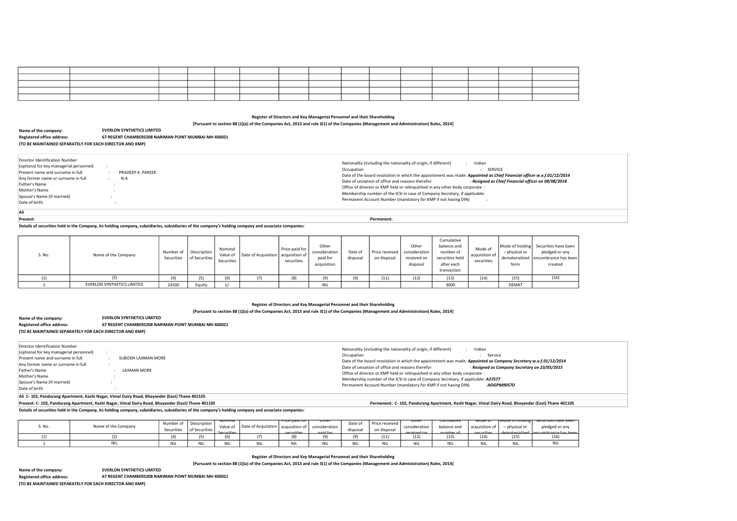| | | | | | | | | | | | | | |
|---|---|---|---|---|---|---|---|---|---|---|---|---|---|
| | | | | | | | | | | | | | |
| | | | | | | | | | | | | | |
| | | | | | | | | | | | | | |
| | | | | | | | | | | | | | |

**Register of Directors and Key Managerial Personnel and their Shareholding**

**[Pursuant to section 88 (1)(a) of the Companies Act, 2013 and rule 3(1) of the Companies (Management and Administration) Rules, 2014]**

**Name of the company:** **EVERLON SYNTHETICS LIMITED**

**Registered office address:** **67 REGENT CHAMBERS208 NARIMAN POINT MUMBAI MH 400021**

**(TO BE MAINTAINED SEPARATELY FOR EACH DIRECTOR AND KMP)**

Director Identification Number (optional for key managerial personnel) :
Present name and surname in full : PRADEEP K. PAREEK
Any former name or surname in full : N.A
Father's Name :
Mother's Name :
Spouse's Name (If married) :
Date of birth :

Nationality (including the nationality of origin, if different) : Indian
Occupation : SERVICE
Date of the board resolution in which the appointment was made: ***Appointed as Chief Financial officer w.e.f.01/12/2014***
Date of cessation of office and reasons therefor : ***Resigned as Chief Financial officer on 09/08/2018***
Office of director or KMP held or relinquished in any other body corporate :
Membership number of the ICSI in case of Company Secretary, if applicable:
Permanent Account Number (mandatory for KMP if not having DIN) :

**AS**

**Present:** **Permenent:**

**Details of securities held in the Company, its holding company, subsidiaries, subsidiaries of the company's holding company and associate companies:**

| S. No. | Name of the Company | Number of Securities | Description of Securities | Nominal Value of Securities | Date of Acquisition | Price paid for acquisition of securities | Other consideration paid for acquisition | Date of disposal | Price received on disposal | Other consideration received on disposal | Cumulative balance and number of securities held after each transaction | Mode of acquisition of securities | Mode of holding – physical or dematerialized form | Securities have been pledged or any encumbrance has been created |
|---|---|---|---|---|---|---|---|---|---|---|---|---|---|---|
| (1) | (2) | (4) | (5) | (6) | (7) | (8) | (9) | (9) | (11) | (12) | (13) | (14) | (15) | (16) |
| 1 | EVERLON SYNTHETICS LIMITED | 24330 | Equity | 1/- | | | NIL | | | | 3000 | | DEMAT | |

**Register of Directors and Key Managerial Personnel and their Shareholding**

**[Pursuant to section 88 (1)(a) of the Companies Act, 2013 and rule 3(1) of the Companies (Management and Administration) Rules, 2014]**

**Name of the company:** **EVERLON SYNTHETICS LIMITED**

**Registered office address:** **67 REGENT CHAMBERS208 NARIMAN POINT MUMBAI MH 400021**

**(TO BE MAINTAINED SEPARATELY FOR EACH DIRECTOR AND KMP)**

Director Identification Number (optional for key managerial personnel) :
Present name and surname in full : SUBODH LAXMAN MORE
Any former name or surname in full :
Father's Name : LAXMAN MORE
Mother's Name :
Spouse's Name (If married) :
Date of birth :

Nationality (including the nationality of origin, if different) : Indian
Occupation : Service
Date of the board resolution in which the appointment was made: ***Appointed as Company Secretary w.e.f.01/12/2014***
Date of cessation of office and reasons therefor : ***Resigned as Company Secretary on 23/05/2015***
Office of director or KMP held or relinquished in any other body corporate :
Membership number of the ICSI in case of Company Secretary, if applicable: ***A27577***
Permanent Account Number (mandatory for KMP if not having DIN) : ***AOGPM9057D***

**AS C- 102, Pandurang Apartment, Kashi Nagar, Vimal Dairy Road, Bhayander (East) Thane 401105**

**Present: C- 102, Pandurang Apartment, Kashi Nagar, Vimal Dairy Road, Bhayander (East) Thane 401105** **Permenent: C- 102, Pandurang Apartment, Kashi Nagar, Vimal Dairy Road, Bhayander (East) Thane 401105**

**Details of securities held in the Company, its holding company, subsidiaries, subsidiaries of the company's holding company and associate companies:**

| S. No. | Name of the Company | Number of Securities | Description of Securities | Nominal Value of Securities | Date of Acquisition | Price paid for acquisition of securities | Other consideration paid for | Date of disposal | Price received on disposal | Other consideration received on | Cumulative balance and number of | Mode of acquisition of securities | Mode of holding – physical or dematerialized | Securities have been pledged or any encumbrance has been |
|---|---|---|---|---|---|---|---|---|---|---|---|---|---|---|
| (1) | (2) | (4) | (5) | (6) | (7) | (8) | (9) | (9) | (11) | (12) | (13) | (14) | (15) | (16) |
| 1 | NIL | NIL | NIL | NIL | NIL | NIL | NIL | NIL | NIL | NIL | NIL | NIL | NIL | NIL |

**Register of Directors and Key Managerial Personnel and their Shareholding**

**[Pursuant to section 88 (1)(a) of the Companies Act, 2013 and rule 3(1) of the Companies (Management and Administration) Rules, 2014]**

**Name of the company:** **EVERLON SYNTHETICS LIMITED**

**Registered office address:** **67 REGENT CHAMBERS208 NARIMAN POINT MUMBAI MH 400021**

**(TO BE MAINTAINED SEPARATELY FOR EACH DIRECTOR AND KMP)**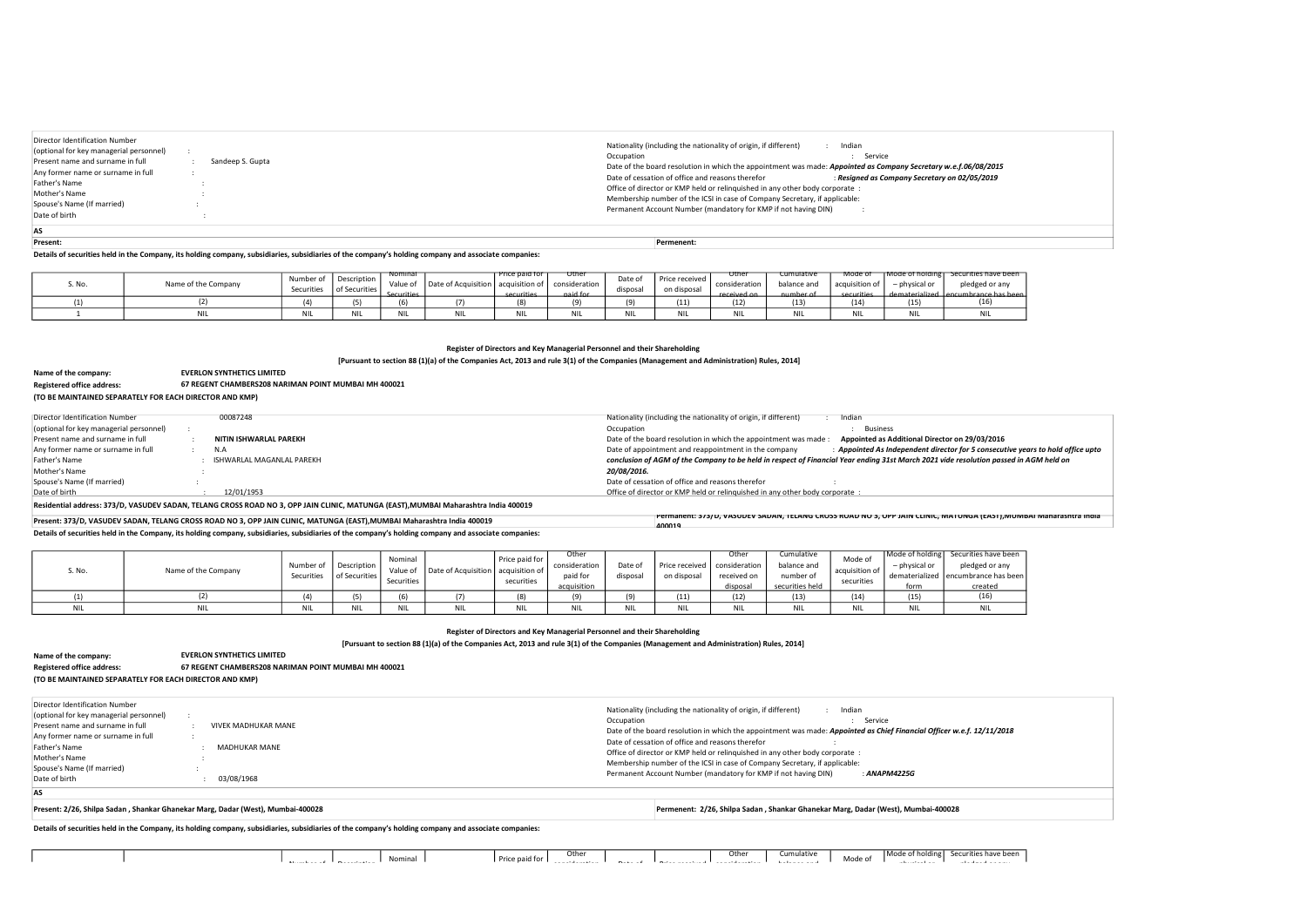| | | |
|---|---|---|
| Director Identification Number (optional for key managerial personnel) | : | |
| Present name and surname in full | : | Sandeep S. Gupta |
| Any former name or surname in full | : | |
| Father's Name | : | |
| Mother's Name | : | |
| Spouse's Name (If married) | : | |
| Date of birth | : | |

Nationality (including the nationality of origin, if different) : Indian

Occupation : Service

Date of the board resolution in which the appointment was made: ***Appointed as Company Secretary w.e.f.06/08/2015***

Date of cessation of office and reasons therefor : ***Resigned as Company Secretary on 02/05/2019***

Office of director or KMP held or relinquished in any other body corporate :

Membership number of the ICSI in case of Company Secretary, if applicable:

Permanent Account Number (mandatory for KMP if not having DIN) :

**AS**

**Present:**

**Permenent:**

**Details of securities held in the Company, its holding company, subsidiaries, subsidiaries of the company's holding company and associate companies:**

| S. No. | Name of the Company | Number of Securities | Description of Securities | Nominal Value of Securities | Date of Acquisition | Price paid for acquisition of securities | Other consideration paid for | Date of disposal | Price received on disposal | Other consideration received on | Cumulative balance and number of | Mode of acquisition of securities | Mode of holding – physical or dematerialized | Securities have been pledged or any encumbrance has been |
|---|---|---|---|---|---|---|---|---|---|---|---|---|---|---|
| (1) | (2) | (4) | (5) | (6) | (7) | (8) | (9) | (9) | (11) | (12) | (13) | (14) | (15) | (16) |
| 1 | NIL | NIL | NIL | NIL | NIL | NIL | NIL | NIL | NIL | NIL | NIL | NIL | NIL | NIL |

**Register of Directors and Key Managerial Personnel and their Shareholding**

**[Pursuant to section 88 (1)(a) of the Companies Act, 2013 and rule 3(1) of the Companies (Management and Administration) Rules, 2014]**

**Name of the company:** **EVERLON SYNTHETICS LIMITED**

**Registered office address:** **67 REGENT CHAMBERS208 NARIMAN POINT MUMBAI MH 400021**

**(TO BE MAINTAINED SEPARATELY FOR EACH DIRECTOR AND KMP)**

| | | |
|---|---|---|
| Director Identification Number | | 00087248 |
| (optional for key managerial personnel) | : | |
| Present name and surname in full | : | **NITIN ISHWARLAL PAREKH** |
| Any former name or surname in full | : | N.A |
| Father's Name | : | ISHWARLAL MAGANLAL PAREKH |
| Mother's Name | : | |
| Spouse's Name (If married) | : | |
| Date of birth | : | 12/01/1953 |

Nationality (including the nationality of origin, if different) : Indian

Occupation : Business

Date of the board resolution in which the appointment was made : **Appointed as Additional Director on 29/03/2016**

Date of appointment and reappointment in the company : ***Appointed As Independent director for 5 consecutive years to hold office upto conclusion of AGM of the Company to be held in respect of Financial Year ending 31st March 2021 vide resolution passed in AGM held on 20/08/2016.***

Date of cessation of office and reasons therefor :

Office of director or KMP held or relinquished in any other body corporate :

**Residential address: 373/D, VASUDEV SADAN, TELANG CROSS ROAD NO 3, OPP JAIN CLINIC, MATUNGA (EAST),MUMBAI Maharashtra India 400019**

**Present: 373/D, VASUDEV SADAN, TELANG CROSS ROAD NO 3, OPP JAIN CLINIC, MATUNGA (EAST),MUMBAI Maharashtra India 400019**

**Permanent: 373/D, VASUDEV SADAN, TELANG CROSS ROAD NO 3, OPP JAIN CLINIC, MATUNGA (EAST),MUMBAI Maharashtra India 400019**

**Details of securities held in the Company, its holding company, subsidiaries, subsidiaries of the company's holding company and associate companies:**

| S. No. | Name of the Company | Number of Securities | Description of Securities | Nominal Value of Securities | Date of Acquisition | Price paid for acquisition of securities | Other consideration paid for acquisition | Date of disposal | Price received on disposal | Other consideration received on disposal | Cumulative balance and number of securities held | Mode of acquisition of securities | Mode of holding – physical or dematerialized form | Securities have been pledged or any encumbrance has been created |
|---|---|---|---|---|---|---|---|---|---|---|---|---|---|---|
| (1) | (2) | (4) | (5) | (6) | (7) | (8) | (9) | (9) | (11) | (12) | (13) | (14) | (15) | (16) |
| NIL | NIL | NIL | NIL | NIL | NIL | NIL | NIL | NIL | NIL | NIL | NIL | NIL | NIL | NIL |

**Register of Directors and Key Managerial Personnel and their Shareholding**

**[Pursuant to section 88 (1)(a) of the Companies Act, 2013 and rule 3(1) of the Companies (Management and Administration) Rules, 2014]**

**Name of the company:** **EVERLON SYNTHETICS LIMITED**

**Registered office address:** **67 REGENT CHAMBERS208 NARIMAN POINT MUMBAI MH 400021**

**(TO BE MAINTAINED SEPARATELY FOR EACH DIRECTOR AND KMP)**

| | | |
|---|---|---|
| Director Identification Number (optional for key managerial personnel) | : | |
| Present name and surname in full | : | VIVEK MADHUKAR MANE |
| Any former name or surname in full | : | |
| Father's Name | : | MADHUKAR MANE |
| Mother's Name | : | |
| Spouse's Name (If married) | : | |
| Date of birth | : | 03/08/1968 |

Nationality (including the nationality of origin, if different) : Indian

Occupation : Service

Date of the board resolution in which the appointment was made: ***Appointed as Chief Financial Officer w.e.f. 12/11/2018***

Date of cessation of office and reasons therefor :

Office of director or KMP held or relinquished in any other body corporate :

Membership number of the ICSI in case of Company Secretary, if applicable:

Permanent Account Number (mandatory for KMP if not having DIN) : ***ANAPM4225G***

**AS**

**Present: 2/26, Shilpa Sadan , Shankar Ghanekar Marg, Dadar (West), Mumbai-400028**

**Permenent: 2/26, Shilpa Sadan , Shankar Ghanekar Marg, Dadar (West), Mumbai-400028**

**Details of securities held in the Company, its holding company, subsidiaries, subsidiaries of the company's holding company and associate companies:**

| | | Number of | Description | Nominal | | Price paid for | Other consideration | Date of | Price received | Other consideration | Cumulative balance and | Mode of | Mode of holding – physical or | Securities have been pledged or any |
|---|---|---|---|---|---|---|---|---|---|---|---|---|---|---|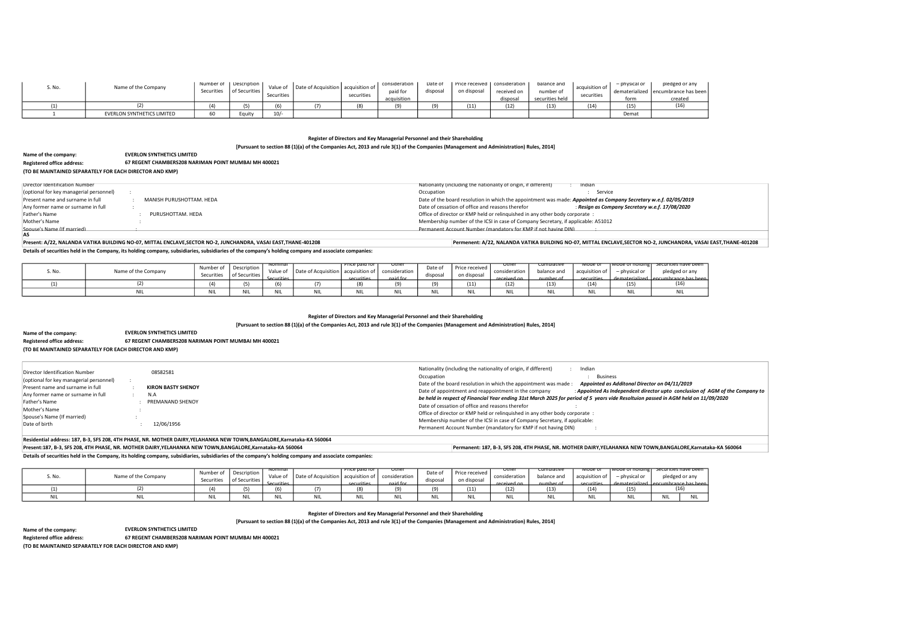| S. No. | Name of the Company | Number of Securities | Description of Securities | Value of Securities | Date of Acquisition | acquisition of securities | consideration paid for acquisition | Date of disposal | Price received on disposal | consideration received on disposal | balance and number of securities held | acquisition of securities | – physical or dematerialized form | pledged or any encumbrance has been created |
|---|---|---|---|---|---|---|---|---|---|---|---|---|---|---|
| (1) | (2) | (4) | (5) | (6) | (7) | (8) | (9) | (9) | (11) | (12) | (13) | (14) | (15) | (16) |
| 1 | EVERLON SYNTHETICS LIMITED | 60 | Equity | 10/- | | | | | | | | | Demat | |

**Register of Directors and Key Managerial Personnel and their Shareholding**

**[Pursuant to section 88 (1)(a) of the Companies Act, 2013 and rule 3(1) of the Companies (Management and Administration) Rules, 2014]**

**Name of the company:** **EVERLON SYNTHETICS LIMITED**

**Registered office address:** **67 REGENT CHAMBERS208 NARIMAN POINT MUMBAI MH 400021**

**(TO BE MAINTAINED SEPARATELY FOR EACH DIRECTOR AND KMP)**

Director Identification Number
(optional for key managerial personnel) :
Present name and surname in full : MANISH PURUSHOTTAM. HEDA
Any former name or surname in full :
Father's Name : PURUSHOTTAM. HEDA
Mother's Name :
Spouse's Name (If married) :
AS

Nationality (including the nationality of origin, if different) : Indian
Occupation : Service
Date of the board resolution in which the appointment was made: ***Appointed as Company Secretary w.e.f. 02/05/2019***
Date of cessation of office and reasons therefor : ***Resign as Company Secretary w.e.f. 17/08/2020***
Office of director or KMP held or relinquished in any other body corporate :
Membership number of the ICSI in case of Company Secretary, if applicable: A51012
Permanent Account Number (mandatory for KMP if not having DIN) :

**Present: A/22, NALANDA VATIKA BUILDING NO-07, MITTAL ENCLAVE,SECTOR NO-2, JUNCHANDRA, VASAI EAST,THANE-401208**

**Permenent: A/22, NALANDA VATIKA BUILDING NO-07, MITTAL ENCLAVE,SECTOR NO-2, JUNCHANDRA, VASAI EAST,THANE-401208**

**Details of securities held in the Company, its holding company, subsidiaries, subsidiaries of the company's holding company and associate companies:**

| S. No. | Name of the Company | Number of Securities | Description of Securities | Nominal Value of Securities | Date of Acquisition | Price paid for acquisition of securities | Other consideration paid for | Date of disposal | Price received on disposal | Other consideration received on | Cumulative balance and number of | Mode of acquisition of securities | Mode of holding – physical or dematerialized | Securities have been pledged or any encumbrance has been |
|---|---|---|---|---|---|---|---|---|---|---|---|---|---|---|
| (1) | (2) | (4) | (5) | (6) | (7) | (8) | (9) | (9) | (11) | (12) | (13) | (14) | (15) | (16) |
| | NIL | NIL | NIL | NIL | NIL | NIL | NIL | NIL | NIL | NIL | NIL | NIL | NIL | NIL |

**Register of Directors and Key Managerial Personnel and their Shareholding**

**[Pursuant to section 88 (1)(a) of the Companies Act, 2013 and rule 3(1) of the Companies (Management and Administration) Rules, 2014]**

**Name of the company:** **EVERLON SYNTHETICS LIMITED**

**Registered office address:** **67 REGENT CHAMBERS208 NARIMAN POINT MUMBAI MH 400021**

**(TO BE MAINTAINED SEPARATELY FOR EACH DIRECTOR AND KMP)**

Director Identification Number 08582581
(optional for key managerial personnel) :
Present name and surname in full : **KIRON BASTY SHENOY**
Any former name or surname in full : N.A
Father's Name : PREMANAND SHENOY
Mother's Name :
Spouse's Name (If married) :
Date of birth : 12/06/1956

Nationality (including the nationality of origin, if different) : Indian
Occupation : Business
Date of the board resolution in which the appointment was made : ***Appointed as Additonal Director on 04/11/2019***
Date of appointment and reappointment in the company : ***Appointed As Independent director upto conclusion of AGM of the Company to be held in respect of Financial Year ending 31st March 2025 for period of 5 years vide Resoltuion passed in AGM held on 11/09/2020***
Date of cessation of office and reasons therefor :
Office of director or KMP held or relinquished in any other body corporate :
Membership number of the ICSI in case of Company Secretary, if applicable:
Permanent Account Number (mandatory for KMP if not having DIN) :

**Residential address: 187, B-3, SFS 208, 4TH PHASE, NR. MOTHER DAIRY,YELAHANKA NEW TOWN,BANGALORE,Karnataka-KA 560064**

**Present:187, B-3, SFS 208, 4TH PHASE, NR. MOTHER DAIRY,YELAHANKA NEW TOWN,BANGALORE,Karnataka-KA 560064**

**Permanent: 187, B-3, SFS 208, 4TH PHASE, NR. MOTHER DAIRY,YELAHANKA NEW TOWN,BANGALORE,Karnataka-KA 560064**

**Details of securities held in the Company, its holding company, subsidiaries, subsidiaries of the company's holding company and associate companies:**

| S. No. | Name of the Company | Number of Securities | Description of Securities | Nominal Value of Securities | Date of Acquisition | Price paid for acquisition of securities | Other consideration paid for | Date of disposal | Price received on disposal | Other consideration received on | Cumulative balance and number of | Mode of acquisition of securities | Mode of holding – physical or dematerialized | Securities have been pledged or any encumbrance has been | |
|---|---|---|---|---|---|---|---|---|---|---|---|---|---|---|---|
| (1) | (2) | (4) | (5) | (6) | (7) | (8) | (9) | (9) | (11) | (12) | (13) | (14) | (15) | (16) | |
| NIL | NIL | NIL | NIL | NIL | NIL | NIL | NIL | NIL | NIL | NIL | NIL | NIL | NIL | NIL | NIL |

**Register of Directors and Key Managerial Personnel and their Shareholding**

**[Pursuant to section 88 (1)(a) of the Companies Act, 2013 and rule 3(1) of the Companies (Management and Administration) Rules, 2014]**

**Name of the company:** **EVERLON SYNTHETICS LIMITED**

**Registered office address:** **67 REGENT CHAMBERS208 NARIMAN POINT MUMBAI MH 400021**

**(TO BE MAINTAINED SEPARATELY FOR EACH DIRECTOR AND KMP)**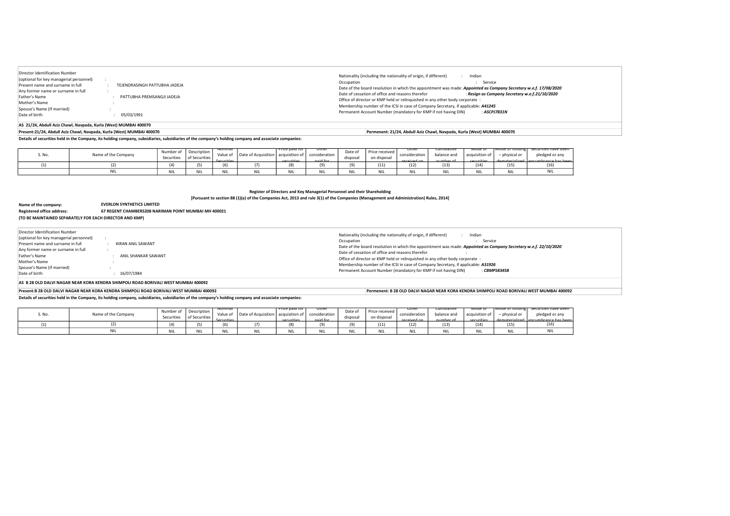Director Identification Number (optional for key managerial personnel) :
Present name and surname in full : TEJENDRASINGH PATTUBHA JADEJA
Any former name or surname in full :
Father's Name : PATTUBHA PREMSANGJI JADEJA
Mother's Name :
Spouse's Name (If married) :
Date of birth : 05/03/1991

Nationality (including the nationality of origin, if different) : Indian
Occupation : Service
Date of the board resolution in which the appointment was made: ***Appointed as Company Secretary w.e.f. 17/08/2020***
Date of cessation of office and reasons therefor : ***Resign as Company Secretary w.e.f.21/10/2020***
Office of director or KMP held or relinquished in any other body corporate :
Membership number of the ICSI in case of Company Secretary, if applicable: ***A41245***
Permanent Account Number (mandatory for KMP if not having DIN) : ***ASCPJ7831N***

**AS 21/24, Abdull Aziz Chawl, Navpada, Kurla (West) MUMBAI 400070**

**Present:21/24, Abdull Aziz Chawl, Navpada, Kurla (West) MUMBAI 400070**

**Permenent: 21/24, Abdull Aziz Chawl, Navpada, Kurla (West) MUMBAI 400070**

**Details of securities held in the Company, its holding company, subsidiaries, subsidiaries of the company's holding company and associate companies:**

| S. No. | Name of the Company | Number of Securities | Description of Securities | Nominal Value of Securities | Date of Acquisition | Price paid for acquisition of securities | Other consideration paid for | Date of disposal | Price received on disposal | Other consideration received on | Cumulative balance and number of | Mode of acquisition of securities | Mode of holding – physical or dematerialized | Securities have been pledged or any encumbrance has been |
|---|---|---|---|---|---|---|---|---|---|---|---|---|---|---|
| (1) | (2) | (4) | (5) | (6) | (7) | (8) | (9) | (9) | (11) | (12) | (13) | (14) | (15) | (16) |
| | NIL | NIL | NIL | NIL | NIL | NIL | NIL | NIL | NIL | NIL | NIL | NIL | NIL | NIL |

**Register of Directors and Key Managerial Personnel and their Shareholding**

**[Pursuant to section 88 (1)(a) of the Companies Act, 2013 and rule 3(1) of the Companies (Management and Administration) Rules, 2014]**

**Name of the company:** **EVERLON SYNTHETICS LIMITED**

**Registered office address:** **67 REGENT CHAMBERS208 NARIMAN POINT MUMBAI MH 400021**

**(TO BE MAINTAINED SEPARATELY FOR EACH DIRECTOR AND KMP)**

Director Identification Number (optional for key managerial personnel) :
Present name and surname in full : KIRAN ANIL SAWANT
Any former name or surname in full :
Father's Name : ANIL SHANKAR SAWANT
Mother's Name :
Spouse's Name (If married) :
Date of birth : 16/07/1984

Nationality (including the nationality of origin, if different) : Indian
Occupation : Service
Date of the board resolution in which the appointment was made: ***Appointed as Company Secretary w.e.f. 22/10/2020***
Date of cessation of office and reasons therefor :
Office of director or KMP held or relinquished in any other body corporate :
Membership number of the ICSI in case of Company Secretary, if applicable: ***A31926***
Permanent Account Number (mandatory for KMP if not having DIN) : ***CBMPS8345B***

**AS B 28 OLD DALVI NAGAR NEAR KORA KENDRA SHIMPOLI ROAD BORIVALI WEST MUMBAI 400092**

**Present:B 28 OLD DALVI NAGAR NEAR KORA KENDRA SHIMPOLI ROAD BORIVALI WEST MUMBAI 400092**

**Permenent: B 28 OLD DALVI NAGAR NEAR KORA KENDRA SHIMPOLI ROAD BORIVALI WEST MUMBAI 400092**

**Details of securities held in the Company, its holding company, subsidiaries, subsidiaries of the company's holding company and associate companies:**

| S. No. | Name of the Company | Number of Securities | Description of Securities | Nominal Value of Securities | Date of Acquisition | Price paid for acquisition of securities | Other consideration paid for | Date of disposal | Price received on disposal | Other consideration received on | Cumulative balance and number of | Mode of acquisition of securities | Mode of holding – physical or dematerialized | Securities have been pledged or any encumbrance has been |
|---|---|---|---|---|---|---|---|---|---|---|---|---|---|---|
| (1) | (2) | (4) | (5) | (6) | (7) | (8) | (9) | (9) | (11) | (12) | (13) | (14) | (15) | (16) |
| | NIL | NIL | NIL | NIL | NIL | NIL | NIL | NIL | NIL | NIL | NIL | NIL | NIL | NIL |